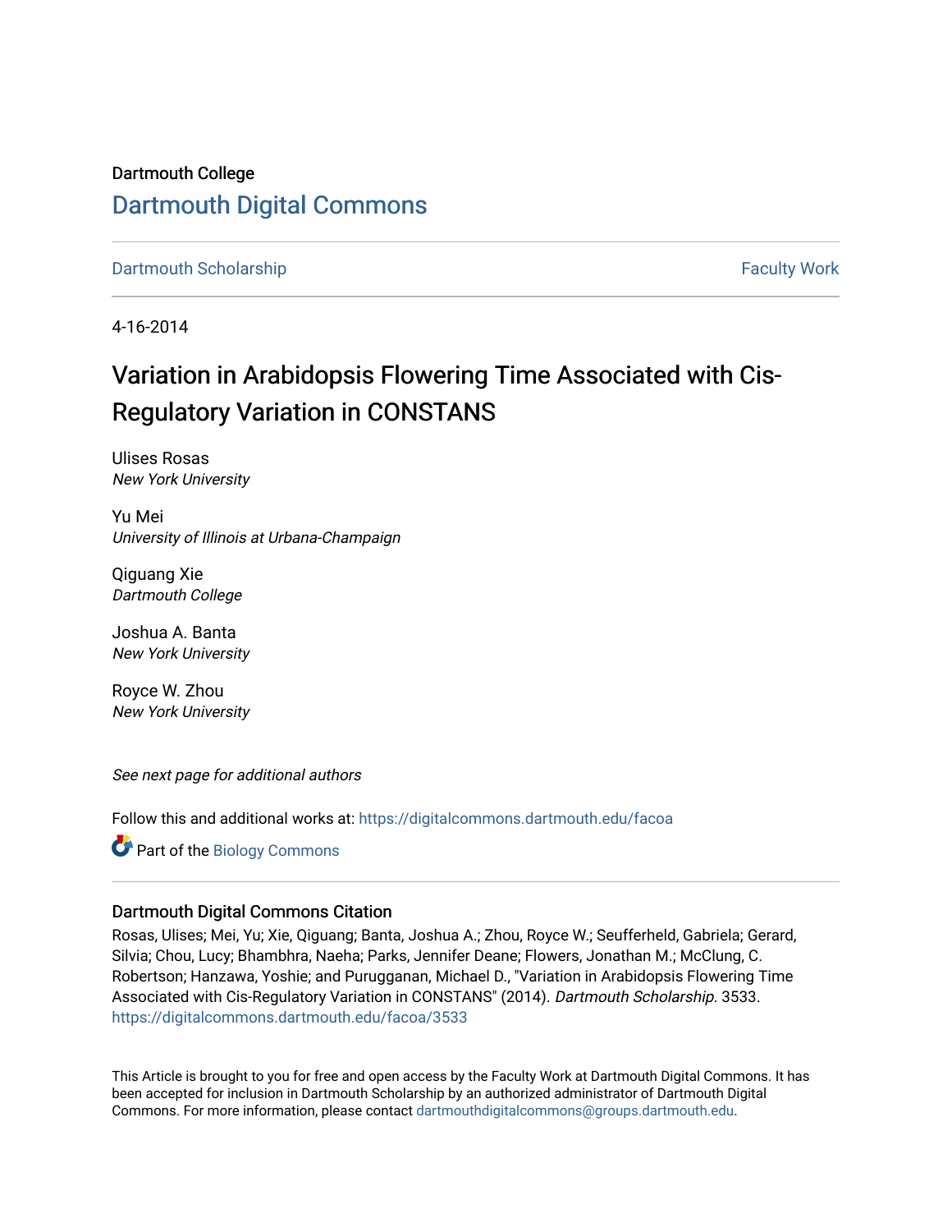Dartmouth College

# [Dartmouth Digital Commons](https://digitalcommons.dartmouth.edu/)

[Dartmouth Scholarship](https://digitalcommons.dartmouth.edu/facoa) | [Faculty Work](https://digitalcommons.dartmouth.edu/faculty)

4-16-2014

## Variation in Arabidopsis Flowering Time Associated with Cis-Regulatory Variation in CONSTANS

Ulises Rosas
*New York University*

Yu Mei
*University of Illinois at Urbana-Champaign*

Qiguang Xie
*Dartmouth College*

Joshua A. Banta
*New York University*

Royce W. Zhou
*New York University*

*See next page for additional authors*

Follow this and additional works at: https://digitalcommons.dartmouth.edu/facoa

Part of the Biology Commons

### Dartmouth Digital Commons Citation

Rosas, Ulises; Mei, Yu; Xie, Qiguang; Banta, Joshua A.; Zhou, Royce W.; Seufferheld, Gabriela; Gerard, Silvia; Chou, Lucy; Bhambhra, Naeha; Parks, Jennifer Deane; Flowers, Jonathan M.; McClung, C. Robertson; Hanzawa, Yoshie; and Purugganan, Michael D., "Variation in Arabidopsis Flowering Time Associated with Cis-Regulatory Variation in CONSTANS" (2014). *Dartmouth Scholarship*. 3533.
https://digitalcommons.dartmouth.edu/facoa/3533

This Article is brought to you for free and open access by the Faculty Work at Dartmouth Digital Commons. It has been accepted for inclusion in Dartmouth Scholarship by an authorized administrator of Dartmouth Digital Commons. For more information, please contact dartmouthdigitalcommons@groups.dartmouth.edu.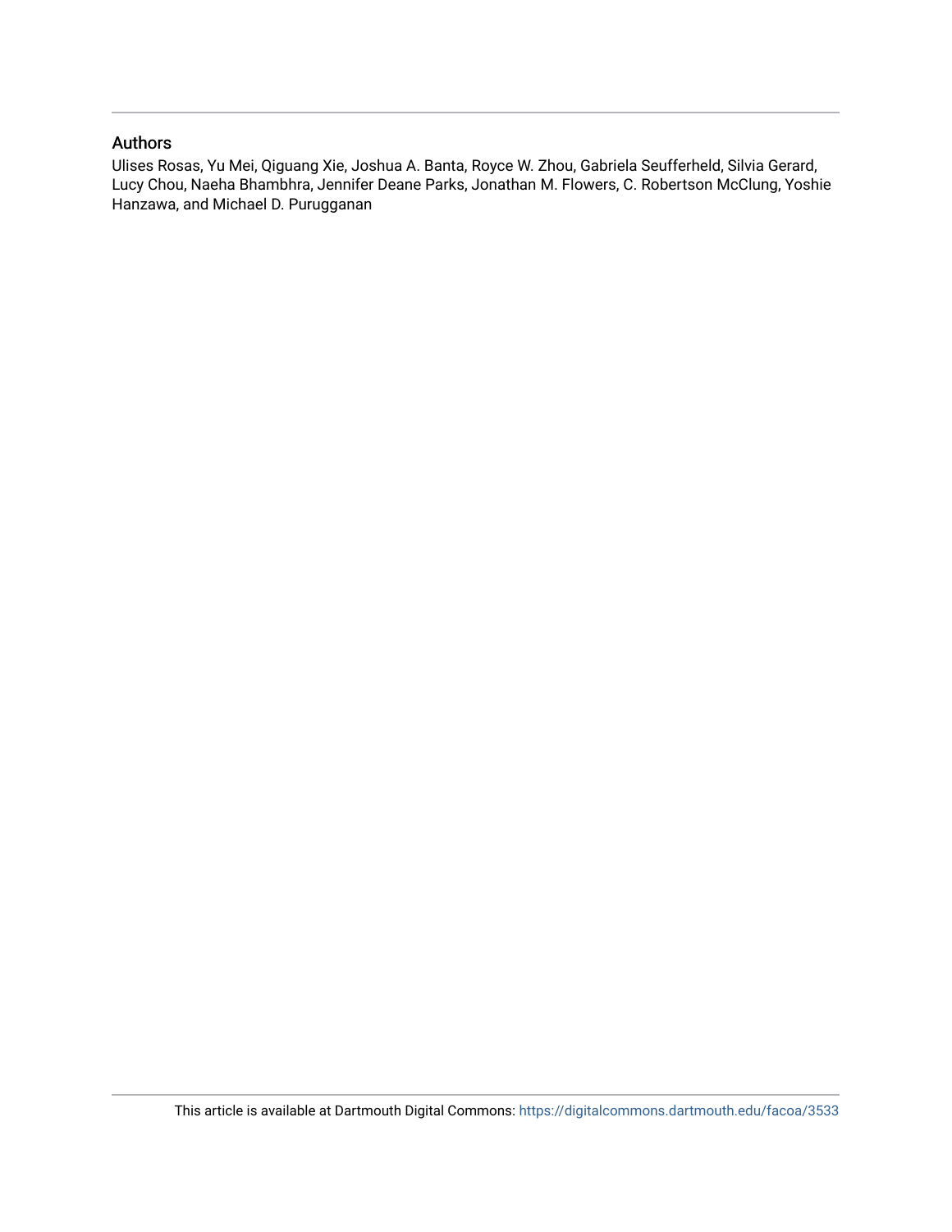## Authors

Ulises Rosas, Yu Mei, Qiguang Xie, Joshua A. Banta, Royce W. Zhou, Gabriela Seufferheld, Silvia Gerard, Lucy Chou, Naeha Bhambhra, Jennifer Deane Parks, Jonathan M. Flowers, C. Robertson McClung, Yoshie Hanzawa, and Michael D. Purugganan

This article is available at Dartmouth Digital Commons: https://digitalcommons.dartmouth.edu/facoa/3533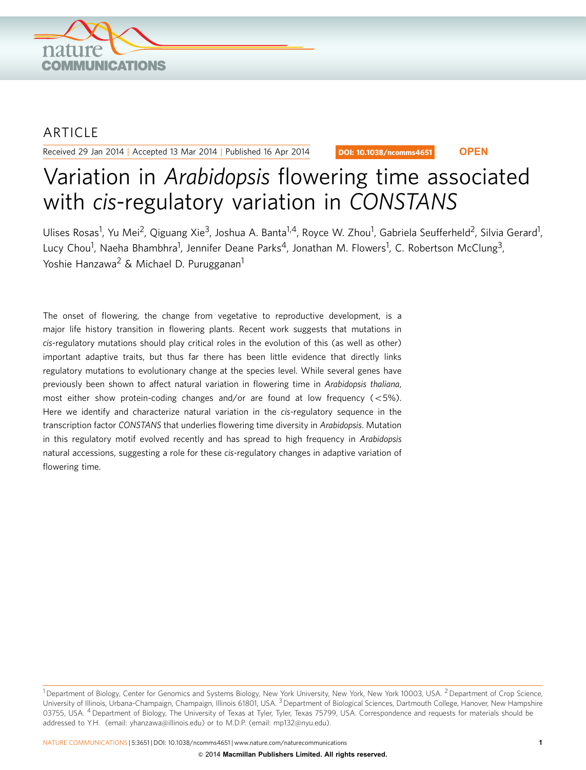ARTICLE

Received 29 Jan 2014 | Accepted 13 Mar 2014 | Published 16 Apr 2014

DOI: 10.1038/ncomms4651

OPEN

# Variation in *Arabidopsis* flowering time associated with *cis*-regulatory variation in *CONSTANS*

Ulises Rosas[1], Yu Mei[2], Qiguang Xie[3], Joshua A. Banta[1,4], Royce W. Zhou[1], Gabriela Seufferheld[2], Silvia Gerard[1], Lucy Chou[1], Naeha Bhambhra[1], Jennifer Deane Parks[4], Jonathan M. Flowers[1], C. Robertson McClung[3], Yoshie Hanzawa[2] & Michael D. Purugganan[1]

The onset of flowering, the change from vegetative to reproductive development, is a major life history transition in flowering plants. Recent work suggests that mutations in *cis*-regulatory mutations should play critical roles in the evolution of this (as well as other) important adaptive traits, but thus far there has been little evidence that directly links regulatory mutations to evolutionary change at the species level. While several genes have previously been shown to affect natural variation in flowering time in *Arabidopsis thaliana*, most either show protein-coding changes and/or are found at low frequency (<5%). Here we identify and characterize natural variation in the *cis*-regulatory sequence in the transcription factor *CONSTANS* that underlies flowering time diversity in *Arabidopsis*. Mutation in this regulatory motif evolved recently and has spread to high frequency in *Arabidopsis* natural accessions, suggesting a role for these *cis*-regulatory changes in adaptive variation of flowering time.

[1] Department of Biology, Center for Genomics and Systems Biology, New York University, New York, New York 10003, USA. [2] Department of Crop Science, University of Illinois, Urbana-Champaign, Champaign, Illinois 61801, USA. [3] Department of Biological Sciences, Dartmouth College, Hanover, New Hampshire 03755, USA. [4] Department of Biology, The University of Texas at Tyler, Tyler, Texas 75799, USA. Correspondence and requests for materials should be addressed to Y.H. (email: yhanzawa@illinois.edu) or to M.D.P. (email: mp132@nyu.edu).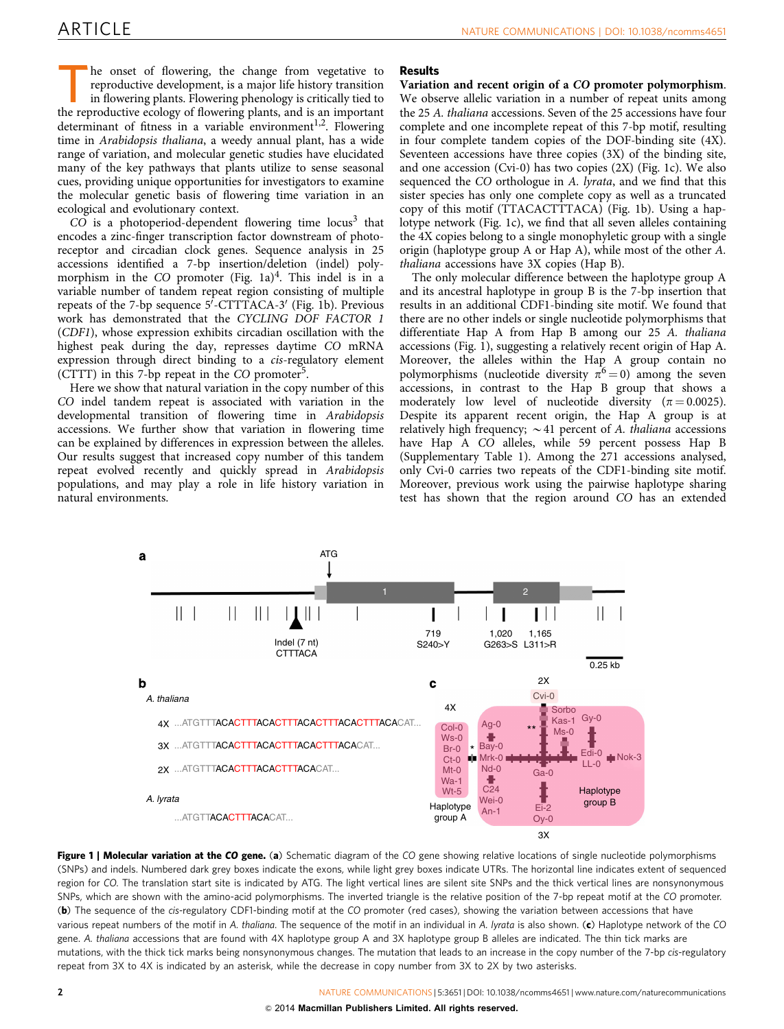The onset of flowering, the change from vegetative to reproductive development, is a major life history transition in flowering plants. Flowering phenology is critically tied to the reproductive ecology of flowering plants, and is an important determinant of fitness in a variable environment[1,2]. Flowering time in *Arabidopsis thaliana*, a weedy annual plant, has a wide range of variation, and molecular genetic studies have elucidated many of the key pathways that plants utilize to sense seasonal cues, providing unique opportunities for investigators to examine the molecular genetic basis of flowering time variation in an ecological and evolutionary context.

*CO* is a photoperiod-dependent flowering time locus[3] that encodes a zinc-finger transcription factor downstream of photoreceptor and circadian clock genes. Sequence analysis in 25 accessions identified a 7-bp insertion/deletion (indel) polymorphism in the *CO* promoter (Fig. 1a)[4]. This indel is in a variable number of tandem repeat region consisting of multiple repeats of the 7-bp sequence 5′-CTTTACA-3′ (Fig. 1b). Previous work has demonstrated that the *CYCLING DOF FACTOR 1* (*CDF1*), whose expression exhibits circadian oscillation with the highest peak during the day, represses daytime *CO* mRNA expression through direct binding to a *cis*-regulatory element (CTTT) in this 7-bp repeat in the *CO* promoter[5].

Here we show that natural variation in the copy number of this *CO* indel tandem repeat is associated with variation in the developmental transition of flowering time in *Arabidopsis* accessions. We further show that variation in flowering time can be explained by differences in expression between the alleles. Our results suggest that increased copy number of this tandem repeat evolved recently and quickly spread in *Arabidopsis* populations, and may play a role in life history variation in natural environments.

## Results

**Variation and recent origin of a *CO* promoter polymorphism.** We observe allelic variation in a number of repeat units among the 25 *A. thaliana* accessions. Seven of the 25 accessions have four complete and one incomplete repeat of this 7-bp motif, resulting in four complete tandem copies of the DOF-binding site (4X). Seventeen accessions have three copies (3X) of the binding site, and one accession (Cvi-0) has two copies (2X) (Fig. 1c). We also sequenced the *CO* orthologue in *A. lyrata*, and we find that this sister species has only one complete copy as well as a truncated copy of this motif (TTACACTTTACA) (Fig. 1b). Using a haplotype network (Fig. 1c), we find that all seven alleles containing the 4X copies belong to a single monophyletic group with a single origin (haplotype group A or Hap A), while most of the other *A. thaliana* accessions have 3X copies (Hap B).

The only molecular difference between the haplotype group A and its ancestral haplotype in group B is the 7-bp insertion that results in an additional CDF1-binding site motif. We found that there are no other indels or single nucleotide polymorphisms that differentiate Hap A from Hap B among our 25 *A. thaliana* accessions (Fig. 1), suggesting a relatively recent origin of Hap A. Moreover, the alleles within the Hap A group contain no polymorphisms (nucleotide diversity $\pi^{6} = 0$) among the seven accessions, in contrast to the Hap B group that shows a moderately low level of nucleotide diversity ($\pi = 0.0025$). Despite its apparent recent origin, the Hap A group is at relatively high frequency; ~41 percent of *A. thaliana* accessions have Hap A *CO* alleles, while 59 percent possess Hap B (Supplementary Table 1). Among the 271 accessions analysed, only Cvi-0 carries two repeats of the CDF1-binding site motif. Moreover, previous work using the pairwise haplotype sharing test has shown that the region around *CO* has an extended

**Figure 1 | Molecular variation at the *CO* gene.** (**a**) Schematic diagram of the *CO* gene showing relative locations of single nucleotide polymorphisms (SNPs) and indels. Numbered dark grey boxes indicate the exons, while light grey boxes indicate UTRs. The horizontal line indicates extent of sequenced region for *CO*. The translation start site is indicated by ATG. The light vertical lines are silent site SNPs and the thick vertical lines are nonsynonymous SNPs, which are shown with the amino-acid polymorphisms. The inverted triangle is the relative position of the 7-bp repeat motif at the *CO* promoter. (**b**) The sequence of the *cis*-regulatory CDF1-binding motif at the *CO* promoter (red cases), showing the variation between accessions that have various repeat numbers of the motif in *A. thaliana*. The sequence of the motif in an individual in *A. lyrata* is also shown. (**c**) Haplotype network of the *CO* gene. *A. thaliana* accessions that are found with 4X haplotype group A and 3X haplotype group B alleles are indicated. The thin tick marks are mutations, with the thick tick marks being nonsynonymous changes. The mutation that leads to an increase in the copy number of the 7-bp *cis*-regulatory repeat from 3X to 4X is indicated by an asterisk, while the decrease in copy number from 3X to 2X by two asterisks.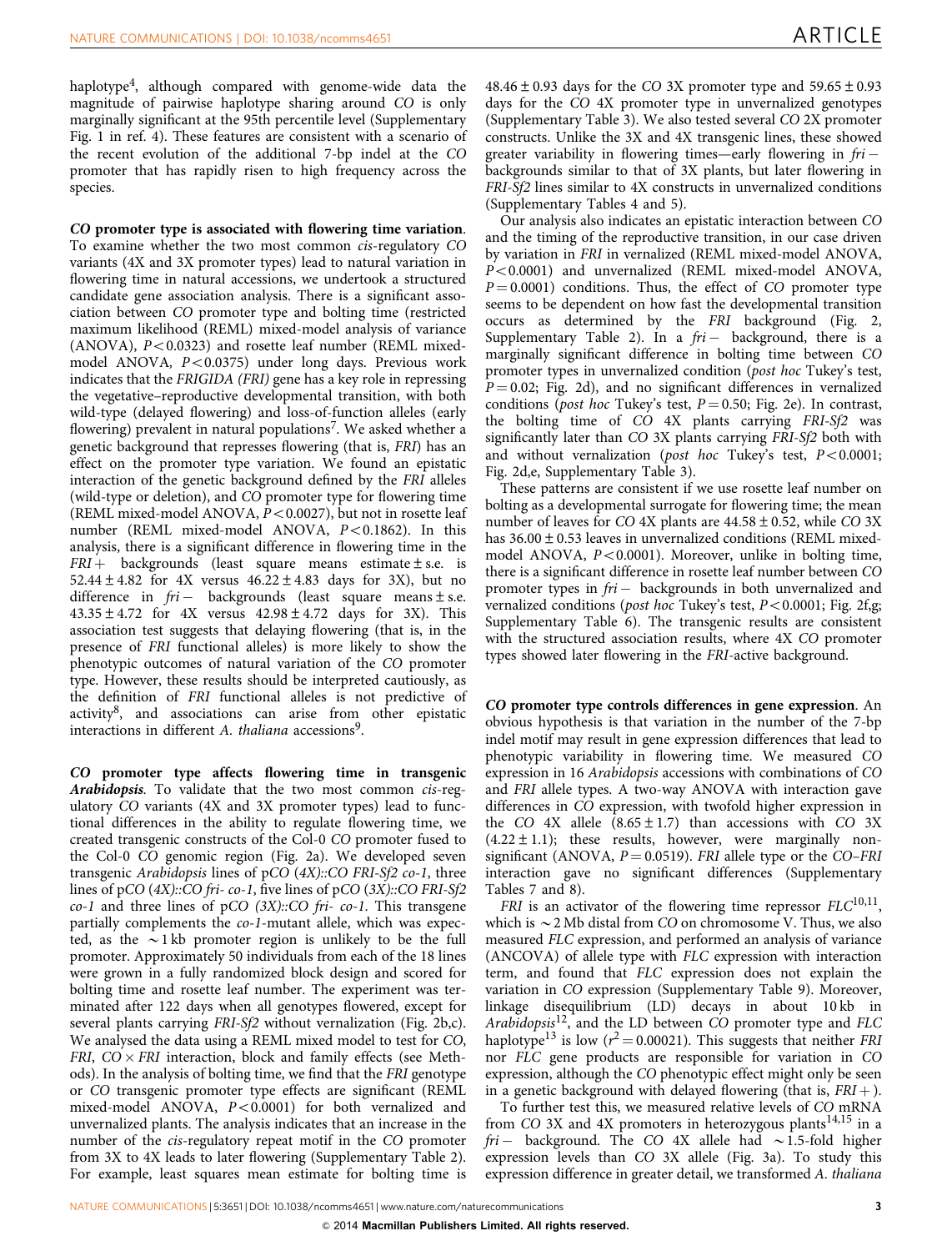haplotype[4], although compared with genome-wide data the magnitude of pairwise haplotype sharing around *CO* is only marginally significant at the 95th percentile level (Supplementary Fig. 1 in ref. 4). These features are consistent with a scenario of the recent evolution of the additional 7-bp indel at the *CO* promoter that has rapidly risen to high frequency across the species.

***CO* promoter type is associated with flowering time variation.** To examine whether the two most common *cis*-regulatory *CO* variants (4X and 3X promoter types) lead to natural variation in flowering time in natural accessions, we undertook a structured candidate gene association analysis. There is a significant association between *CO* promoter type and bolting time (restricted maximum likelihood (REML) mixed-model analysis of variance (ANOVA), $P<0.0323$) and rosette leaf number (REML mixed-model ANOVA, $P<0.0375$) under long days. Previous work indicates that the *FRIGIDA (FRI)* gene has a key role in repressing the vegetative–reproductive developmental transition, with both wild-type (delayed flowering) and loss-of-function alleles (early flowering) prevalent in natural populations[7]. We asked whether a genetic background that represses flowering (that is, *FRI*) has an effect on the promoter type variation. We found an epistatic interaction of the genetic background defined by the *FRI* alleles (wild-type or deletion), and *CO* promoter type for flowering time (REML mixed-model ANOVA, $P<0.0027$), but not in rosette leaf number (REML mixed-model ANOVA, $P<0.1862$). In this analysis, there is a significant difference in flowering time in the *FRI+* backgrounds (least square means estimate ± s.e. is $52.44 \pm 4.82$ for 4X versus $46.22 \pm 4.83$ days for 3X), but no difference in *fri−* backgrounds (least square means ± s.e. $43.35 \pm 4.72$ for 4X versus $42.98 \pm 4.72$ days for 3X). This association test suggests that delaying flowering (that is, in the presence of *FRI* functional alleles) is more likely to show the phenotypic outcomes of natural variation of the *CO* promoter type. However, these results should be interpreted cautiously, as the definition of *FRI* functional alleles is not predictive of activity[8], and associations can arise from other epistatic interactions in different *A. thaliana* accessions[9].

***CO* promoter type affects flowering time in transgenic *Arabidopsis*.** To validate that the two most common *cis*-regulatory *CO* variants (4X and 3X promoter types) lead to functional differences in the ability to regulate flowering time, we created transgenic constructs of the Col-0 *CO* promoter fused to the Col-0 *CO* genomic region (Fig. 2a). We developed seven transgenic *Arabidopsis* lines of p*CO (4X)::CO FRI-Sf2 co-1*, three lines of p*CO (4X)::CO fri- co-1*, five lines of p*CO (3X)::CO FRI-Sf2 co-1* and three lines of p*CO (3X)::CO fri- co-1*. This transgene partially complements the *co-1*-mutant allele, which was expected, as the ~1 kb promoter region is unlikely to be the full promoter. Approximately 50 individuals from each of the 18 lines were grown in a fully randomized block design and scored for bolting time and rosette leaf number. The experiment was terminated after 122 days when all genotypes flowered, except for several plants carrying *FRI-Sf2* without vernalization (Fig. 2b,c). We analysed the data using a REML mixed model to test for *CO*, *FRI*, *CO* × *FRI* interaction, block and family effects (see Methods). In the analysis of bolting time, we find that the *FRI* genotype or *CO* transgenic promoter type effects are significant (REML mixed-model ANOVA, $P<0.0001$) for both vernalized and unvernalized plants. The analysis indicates that an increase in the number of the *cis*-regulatory repeat motif in the *CO* promoter from 3X to 4X leads to later flowering (Supplementary Table 2). For example, least squares mean estimate for bolting time is $48.46 \pm 0.93$ days for the *CO* 3X promoter type and $59.65 \pm 0.93$ days for the *CO* 4X promoter type in unvernalized genotypes (Supplementary Table 3). We also tested several *CO* 2X promoter constructs. Unlike the 3X and 4X transgenic lines, these showed greater variability in flowering times—early flowering in *fri−* backgrounds similar to that of 3X plants, but later flowering in *FRI-Sf2* lines similar to 4X constructs in unvernalized conditions (Supplementary Tables 4 and 5).

Our analysis also indicates an epistatic interaction between *CO* and the timing of the reproductive transition, in our case driven by variation in *FRI* in vernalized (REML mixed-model ANOVA, $P<0.0001$) and unvernalized (REML mixed-model ANOVA, $P=0.0001$) conditions. Thus, the effect of *CO* promoter type seems to be dependent on how fast the developmental transition occurs as determined by the *FRI* background (Fig. 2, Supplementary Table 2). In a *fri−* background, there is a marginally significant difference in bolting time between *CO* promoter types in unvernalized condition (*post hoc* Tukey's test, $P=0.02$; Fig. 2d), and no significant differences in vernalized conditions (*post hoc* Tukey's test, $P=0.50$; Fig. 2e). In contrast, the bolting time of *CO* 4X plants carrying *FRI-Sf2* was significantly later than *CO* 3X plants carrying *FRI-Sf2* both with and without vernalization (*post hoc* Tukey's test, $P<0.0001$; Fig. 2d,e, Supplementary Table 3).

These patterns are consistent if we use rosette leaf number on bolting as a developmental surrogate for flowering time; the mean number of leaves for *CO* 4X plants are $44.58 \pm 0.52$, while *CO* 3X has $36.00 \pm 0.53$ leaves in unvernalized conditions (REML mixed-model ANOVA, $P<0.0001$). Moreover, unlike in bolting time, there is a significant difference in rosette leaf number between *CO* promoter types in *fri−* backgrounds in both unvernalized and vernalized conditions (*post hoc* Tukey's test, $P<0.0001$; Fig. 2f,g; Supplementary Table 6). The transgenic results are consistent with the structured association results, where 4X *CO* promoter types showed later flowering in the *FRI*-active background.

***CO* promoter type controls differences in gene expression.** An obvious hypothesis is that variation in the number of the 7-bp indel motif may result in gene expression differences that lead to phenotypic variability in flowering time. We measured *CO* expression in 16 *Arabidopsis* accessions with combinations of *CO* and *FRI* allele types. A two-way ANOVA with interaction gave differences in *CO* expression, with twofold higher expression in the *CO* 4X allele ($8.65 \pm 1.7$) than accessions with *CO* 3X ($4.22 \pm 1.1$); these results, however, were marginally non-significant (ANOVA, $P=0.0519$). *FRI* allele type or the *CO–FRI* interaction gave no significant differences (Supplementary Tables 7 and 8).

*FRI* is an activator of the flowering time repressor *FLC*[10,11], which is ~2 Mb distal from *CO* on chromosome V. Thus, we also measured *FLC* expression, and performed an analysis of variance (ANCOVA) of allele type with *FLC* expression with interaction term, and found that *FLC* expression does not explain the variation in *CO* expression (Supplementary Table 9). Moreover, linkage disequilibrium (LD) decays in about 10 kb in *Arabidopsis*[12], and the LD between *CO* promoter type and *FLC* haplotype[13] is low ($r^2=0.00021$). This suggests that neither *FRI* nor *FLC* gene products are responsible for variation in *CO* expression, although the *CO* phenotypic effect might only be seen in a genetic background with delayed flowering (that is, *FRI+*).

To further test this, we measured relative levels of *CO* mRNA from *CO* 3X and 4X promoters in heterozygous plants[14,15] in a *fri−* background. The *CO* 4X allele had ~1.5-fold higher expression levels than *CO* 3X allele (Fig. 3a). To study this expression difference in greater detail, we transformed *A. thaliana*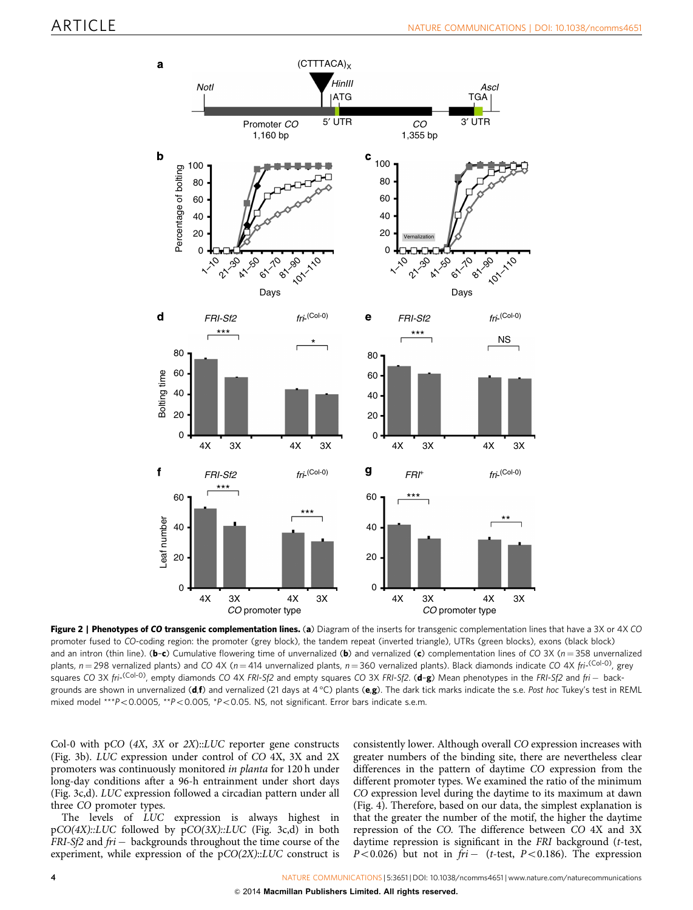**Figure 2 | Phenotypes of *CO* transgenic complementation lines.** (**a**) Diagram of the inserts for transgenic complementation lines that have a 3X or 4X *CO* promoter fused to *CO*-coding region: the promoter (grey block), the tandem repeat (inverted triangle), UTRs (green blocks), exons (black block) and an intron (thin line). (**b**–**c**) Cumulative flowering time of unvernalized (**b**) and vernalized (**c**) complementation lines of *CO* 3X (n = 358 unvernalized plants, n = 298 vernalized plants) and *CO* 4X (n = 414 unvernalized plants, n = 360 vernalized plants). Black diamonds indicate *CO* 4X *fri*-$^{(Col-0)}$, grey squares *CO* 3X *fri*-$^{(Col-0)}$, empty diamonds *CO* 4X *FRI-Sf2* and empty squares *CO* 3X *FRI-Sf2*. (**d**–**g**) Mean phenotypes in the *FRI-Sf2* and *fri*− backgrounds are shown in unvernalized (**d**,**f**) and vernalized (21 days at 4 °C) plants (**e**,**g**). The dark tick marks indicate the s.e. *Post hoc* Tukey's test in REML mixed model ***$P<0.0005$, **$P<0.005$, *$P<0.05$. NS, not significant. Error bars indicate s.e.m.

Col-0 with p*CO* (*4X*, *3X* or *2X*)::*LUC* reporter gene constructs (Fig. 3b). *LUC* expression under control of *CO* 4X, 3X and 2X promoters was continuously monitored *in planta* for 120 h under long-day conditions after a 96-h entrainment under short days (Fig. 3c,d). *LUC* expression followed a circadian pattern under all three *CO* promoter types.

The levels of *LUC* expression is always highest in p*CO(4X)*::*LUC* followed by p*CO(3X)*::*LUC* (Fig. 3c,d) in both *FRI-Sf2* and *fri*− backgrounds throughout the time course of the experiment, while expression of the p*CO(2X)*::*LUC* construct is consistently lower. Although overall *CO* expression increases with greater numbers of the binding site, there are nevertheless clear differences in the pattern of daytime *CO* expression from the different promoter types. We examined the ratio of the minimum *CO* expression level during the daytime to its maximum at dawn (Fig. 4). Therefore, based on our data, the simplest explanation is that the greater the number of the motif, the higher the daytime repression of the *CO*. The difference between *CO* 4X and 3X daytime repression is significant in the *FRI* background (*t*-test, $P<0.026$) but not in *fri*− (*t*-test, $P<0.186$). The expression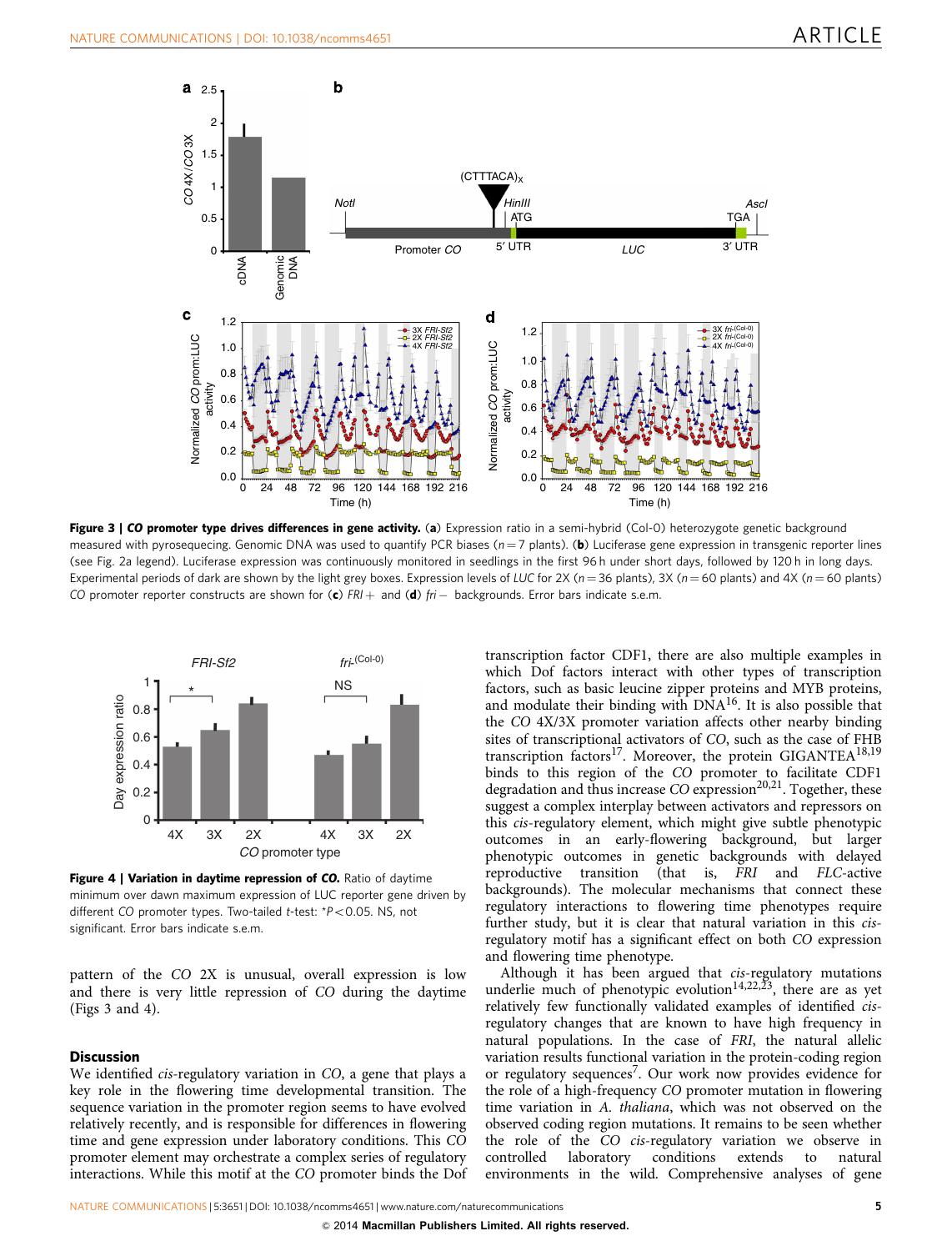Figure 3 | ***CO* promoter type drives differences in gene activity.** (**a**) Expression ratio in a semi-hybrid (Col-0) heterozygote genetic background measured with pyrosequencing. Genomic DNA was used to quantify PCR biases ($n = 7$ plants). (**b**) Luciferase gene expression in transgenic reporter lines (see Fig. 2a legend). Luciferase expression was continuously monitored in seedlings in the first 96 h under short days, followed by 120 h in long days. Experimental periods of dark are shown by the light grey boxes. Expression levels of *LUC* for 2X ($n = 36$ plants), 3X ($n = 60$ plants) and 4X ($n = 60$ plants) *CO* promoter reporter constructs are shown for (**c**) *FRI*+ and (**d**) *fri*− backgrounds. Error bars indicate s.e.m.

Figure 4 | **Variation in daytime repression of *CO*.** Ratio of daytime minimum over dawn maximum expression of LUC reporter gene driven by different *CO* promoter types. Two-tailed *t*-test: \*$P < 0.05$. NS, not significant. Error bars indicate s.e.m.

pattern of the *CO* 2X is unusual, overall expression is low and there is very little repression of *CO* during the daytime (Figs 3 and 4).

## Discussion

We identified *cis*-regulatory variation in *CO*, a gene that plays a key role in the flowering time developmental transition. The sequence variation in the promoter region seems to have evolved relatively recently, and is responsible for differences in flowering time and gene expression under laboratory conditions. This *CO* promoter element may orchestrate a complex series of regulatory interactions. While this motif at the *CO* promoter binds the Dof transcription factor CDF1, there are also multiple examples in which Dof factors interact with other types of transcription factors, such as basic leucine zipper proteins and MYB proteins, and modulate their binding with DNA[16]. It is also possible that the *CO* 4X/3X promoter variation affects other nearby binding sites of transcriptional activators of *CO*, such as the case of FHB transcription factors[17]. Moreover, the protein GIGANTEA[18,19] binds to this region of the *CO* promoter to facilitate CDF1 degradation and thus increase *CO* expression[20,21]. Together, these suggest a complex interplay between activators and repressors on this *cis*-regulatory element, which might give subtle phenotypic outcomes in an early-flowering background, but larger phenotypic outcomes in genetic backgrounds with delayed reproductive transition (that is, *FRI* and *FLC*-active backgrounds). The molecular mechanisms that connect these regulatory interactions to flowering time phenotypes require further study, but it is clear that natural variation in this *cis*-regulatory motif has a significant effect on both *CO* expression and flowering time phenotype.

Although it has been argued that *cis*-regulatory mutations underlie much of phenotypic evolution[14,22,23], there are as yet relatively few functionally validated examples of identified *cis*-regulatory changes that are known to have high frequency in natural populations. In the case of *FRI*, the natural allelic variation results functional variation in the protein-coding region or regulatory sequences[7]. Our work now provides evidence for the role of a high-frequency *CO* promoter mutation in flowering time variation in *A. thaliana*, which was not observed on the observed coding region mutations. It remains to be seen whether the role of the *CO* *cis*-regulatory variation we observe in controlled laboratory conditions extends to natural environments in the wild. Comprehensive analyses of gene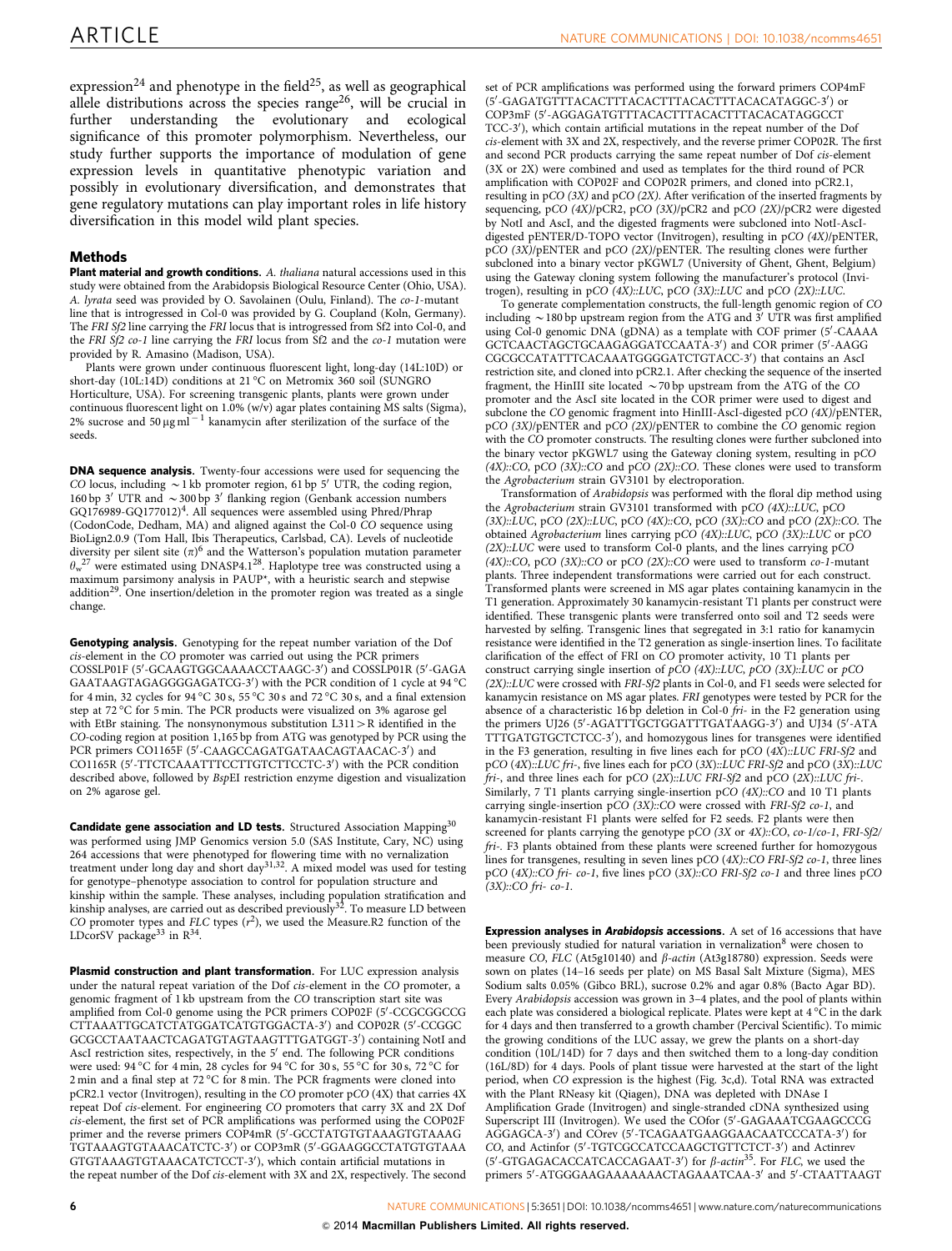expression[24] and phenotype in the field[25], as well as geographical allele distributions across the species range[26], will be crucial in further understanding the evolutionary and ecological significance of this promoter polymorphism. Nevertheless, our study further supports the importance of modulation of gene expression levels in quantitative phenotypic variation and possibly in evolutionary diversification, and demonstrates that gene regulatory mutations can play important roles in life history diversification in this model wild plant species.

## Methods

**Plant material and growth conditions.** *A. thaliana* natural accessions used in this study were obtained from the Arabidopsis Biological Resource Center (Ohio, USA). *A. lyrata* seed was provided by O. Savolainen (Oulu, Finland). The *co-1*-mutant line that is introgressed in Col-0 was provided by G. Coupland (Koln, Germany). The *FRI Sf2* line carrying the *FRI* locus that is introgressed from Sf2 into Col-0, and the *FRI Sf2 co-1* line carrying the *FRI* locus from Sf2 and the *co-1* mutation were provided by R. Amasino (Madison, USA).

Plants were grown under continuous fluorescent light, long-day (14L:10D) or short-day (10L:14D) conditions at 21 °C on Metromix 360 soil (SUNGRO Horticulture, USA). For screening transgenic plants, plants were grown under continuous fluorescent light on 1.0% (w/v) agar plates containing MS salts (Sigma), 2% sucrose and 50 μg ml$^{-1}$ kanamycin after sterilization of the surface of the seeds.

**DNA sequence analysis.** Twenty-four accessions were used for sequencing the *CO* locus, including ~1 kb promoter region, 61 bp 5′ UTR, the coding region, 160 bp 3′ UTR and ~300 bp 3′ flanking region (Genbank accession numbers GQ176989-GQ177012)[4]. All sequences were assembled using Phred/Phrap (CodonCode, Dedham, MA) and aligned against the Col-0 *CO* sequence using BioLign2.0.9 (Tom Hall, Ibis Therapeutics, Carlsbad, CA). Levels of nucleotide diversity per silent site ($\pi$)[6] and the Watterson's population mutation parameter $\theta_w$[27] were estimated using DNASP4.1[28]. Haplotype tree was constructed using a maximum parsimony analysis in PAUP*, with a heuristic search and stepwise addition[29]. One insertion/deletion in the promoter region was treated as a single change.

**Genotyping analysis.** Genotyping for the repeat number variation of the Dof *cis*-element in the *CO* promoter was carried out using the PCR primers COSSLP01F (5′-GCAAGTGGCAAAACCTAAGC-3′) and COSSLP01R (5′-GAGA GAATAAGTAGAGGGGAGATCG-3′) with the PCR condition of 1 cycle at 94 °C for 4 min, 32 cycles for 94 °C 30 s, 55 °C 30 s and 72 °C 30 s, and a final extension step at 72 °C for 5 min. The PCR products were visualized on 3% agarose gel with EtBr staining. The nonsynonymous substitution L311 > R identified in the *CO*-coding region at position 1,165 bp from ATG was genotyped by PCR using the PCR primers CO1165F (5′-CAAGCCAGATGATAACAGTAACAC-3′) and CO1165R (5′-TTCTCAAATTTCCTTGTCTTCCTC-3′) with the PCR condition described above, followed by *Bsp*EI restriction enzyme digestion and visualization on 2% agarose gel.

**Candidate gene association and LD tests.** Structured Association Mapping[30] was performed using JMP Genomics version 5.0 (SAS Institute, Cary, NC) using 264 accessions that were phenotyped for flowering time with no vernalization treatment under long day and short day[31,32]. A mixed model was used for testing for genotype–phenotype association to control for population structure and kinship within the sample. These analyses, including population stratification and kinship analyses, are carried out as described previously[32]. To measure LD between *CO* promoter types and *FLC* types ($r^2$), we used the Measure.R2 function of the LDcorSV package[33] in R[34].

**Plasmid construction and plant transformation.** For LUC expression analysis under the natural repeat variation of the Dof *cis*-element in the *CO* promoter, a genomic fragment of 1 kb upstream from the *CO* transcription start site was amplified from Col-0 genome using the PCR primers COP02F (5′-CCGCGGCCG CTTAAATTGCATCTATGGATCATGTGGACTA-3′) and COP02R (5′-CCGGC GCGCCTAATAACTCAGATGTAGTAAGTTTGATGGT-3′) containing NotI and AscI restriction sites, respectively, in the 5′ end. The following PCR conditions were used: 94 °C for 4 min, 28 cycles for 94 °C for 30 s, 55 °C for 30 s, 72 °C for 2 min and a final step at 72 °C for 8 min. The PCR fragments were cloned into pCR2.1 vector (Invitrogen), resulting in the *CO* promoter p*CO* (4X) that carries 4X repeat Dof *cis*-element. For engineering *CO* promoters that carry 3X and 2X Dof *cis*-element, the first set of PCR amplifications was performed using the COP02F primer and the reverse primers COP4mR (5′-GCCTATGTGTAAAGTGTAAAG TGTAAAGTGTAAACATCTC-3′) or COP3mR (5′-GGAAGGCCTATGTGTAAA GTGTAAAGTGTAAACATCTCCT-3′), which contain artificial mutations in the repeat number of the Dof *cis*-element with 3X and 2X, respectively. The second set of PCR amplifications was performed using the forward primers COP4mF (5′-GAGATGTTTACACTTTACACTTTACACTTTACACATAGGC-3′) or COP3mF (5′-AGGAGATGTTTACACTTTACACTTTACACATAGGCCT TCC-3′), which contain artificial mutations in the repeat number of the Dof *cis*-element with 3X and 2X, respectively, and the reverse primer COP02R. The first and second PCR products carrying the same repeat number of Dof *cis*-element (3X or 2X) were combined and used as templates for the third round of PCR amplification with COP02F and COP02R primers, and cloned into pCR2.1, resulting in p*CO (3X)* and p*CO (2X)*. After verification of the inserted fragments by sequencing, p*CO (4X)*/pCR2, p*CO (3X)*/pCR2 and p*CO (2X)*/pCR2 were digested by NotI and AscI, and the digested fragments were subcloned into NotI-AscI-digested pENTER/D-TOPO vector (Invitrogen), resulting in p*CO (4X)*/pENTER, p*CO (3X)*/pENTER and p*CO (2X)*/pENTER. The resulting clones were further subcloned into a binary vector pKGWL7 (University of Ghent, Ghent, Belgium) using the Gateway cloning system following the manufacturer's protocol (Invitrogen), resulting in p*CO (4X)::LUC*, p*CO (3X)::LUC* and p*CO (2X)::LUC*.

To generate complementation constructs, the full-length genomic region of *CO* including ~180 bp upstream region from the ATG and 3′ UTR was first amplified using Col-0 genomic DNA (gDNA) as a template with COF primer (5′-CAAAA GCTCAACTAGCTGCAAGAGGATCCAATA-3′) and COR primer (5′-AAGG CGCGCCATATTTCACAAATGGGGATCTGTACC-3′) that contains an AscI restriction site, and cloned into pCR2.1. After checking the sequence of the inserted fragment, the HinIII site located ~70 bp upstream from the ATG of the *CO* promoter and the AscI site located in the COR primer were used to digest and subclone the *CO* genomic fragment into HinIII-AscI-digested p*CO (4X)*/pENTER, p*CO (3X)*/pENTER and p*CO (2X)*/pENTER to combine the *CO* genomic region with the *CO* promoter constructs. The resulting clones were further subcloned into the binary vector pKGWL7 using the Gateway cloning system, resulting in p*CO (4X)::CO*, p*CO (3X)::CO* and p*CO (2X)::CO*. These clones were used to transform the *Agrobacterium* strain GV3101 by electroporation.

Transformation of *Arabidopsis* was performed with the floral dip method using the *Agrobacterium* strain GV3101 transformed with p*CO (4X)::LUC*, p*CO (3X)::LUC*, p*CO (2X)::LUC*, p*CO (4X)::CO*, p*CO (3X)::CO* and p*CO (2X)::CO*. The obtained *Agrobacterium* lines carrying p*CO (4X)::LUC*, p*CO (3X)::LUC* or p*CO (2X)::LUC* were used to transform Col-0 plants, and the lines carrying p*CO (4X)::CO*, p*CO (3X)::CO* or p*CO (2X)::CO* were used to transform *co-1*-mutant plants. Three independent transformations were carried out for each construct. Transformed plants were screened in MS agar plates containing kanamycin in the T1 generation. Approximately 30 kanamycin-resistant T1 plants per construct were identified. These transgenic plants were transferred onto soil and T2 seeds were harvested by selfing. Transgenic lines that segregated in 3:1 ratio for kanamycin resistance were identified in the T2 generation as single-insertion lines. To facilitate clarification of the effect of FRI on *CO* promoter activity, 10 T1 plants per construct carrying single insertion of *pCO (4X)::LUC*, p*CO (3X)::LUC* or p*CO (2X)::LUC* were crossed with *FRI-Sf2* plants in Col-0, and F1 seeds were selected for kanamycin resistance on MS agar plates. *FRI* genotypes were tested by PCR for the absence of a characteristic 16 bp deletion in Col-0 *fri-* in the F2 generation using the primers UJ26 (5′-AGATTTGCTGGATTTGATAAGG-3′) and UJ34 (5′-ATA TTTGATGTGCTCTCC-3′), and homozygous lines for transgenes were identified in the F3 generation, resulting in five lines each for p*CO* (*4X)::LUC FRI-Sf2* and p*CO* (*4X)::LUC fri-*, five lines each for p*CO* (*3X)::LUC FRI-Sf2* and p*CO* (*3X)::LUC fri-*, and three lines each for p*CO* (*2X)::LUC FRI-Sf2* and p*CO* (*2X)::LUC fri-*. Similarly, 7 T1 plants carrying single-insertion p*CO (4X)::CO* and 10 T1 plants carrying single-insertion p*CO (3X)::CO* were crossed with *FRI-Sf2 co-1*, and kanamycin-resistant F1 plants were selfed for F2 seeds. F2 plants were then screened for plants carrying the genotype p*CO (3X* or *4X)::CO*, *co-1/co-1*, *FRI-Sf2/fri-*. F3 plants obtained from these plants were screened further for homozygous lines for transgenes, resulting in seven lines p*CO (4X)::CO FRI-Sf2 co-1*, three lines p*CO (4X)::CO fri- co-1*, five lines p*CO (3X)::CO FRI-Sf2 co-1* and three lines p*CO (3X)::CO fri- co-1*.

**Expression analyses in *Arabidopsis* accessions.** A set of 16 accessions that have been previously studied for natural variation in vernalization[8] were chosen to measure *CO*, *FLC* (At5g10140) and *β-actin* (At3g18780) expression. Seeds were sown on plates (14–16 seeds per plate) on MS Basal Salt Mixture (Sigma), MES Sodium salts 0.05% (Gibco BRL), sucrose 0.2% and agar 0.8% (Bacto Agar BD). Every *Arabidopsis* accession was grown in 3–4 plates, and the pool of plants within each plate was considered a biological replicate. Plates were kept at 4 °C in the dark for 4 days and then transferred to a growth chamber (Percival Scientific). To mimic the growing conditions of the LUC assay, we grew the plants on a short-day condition (10L/14D) for 7 days and then switched them to a long-day condition (16L/8D) for 4 days. Pools of plant tissue were harvested at the start of the light period, when *CO* expression is the highest (Fig. 3c,d). Total RNA was extracted with the Plant RNeasy kit (Qiagen), DNA was depleted with DNAse I Amplification Grade (Invitrogen) and single-stranded cDNA synthesized using Superscript III (Invitrogen). We used the COfor (5′-GAGAAATCGAAGCCCG AGGAGCA-3′) and COrev (5′-TCAGAATGAAGGAACAATCCCATA-3′) for *CO*, and Actinfor (5′-TGTCGCCATCCAAGCTGTTCTCT-3′) and Actinrev (5′-GTGAGACACCATCACCAGAAT-3′) for *β-actin*[35]. For *FLC*, we used the primers 5′-ATGGGAAGAAAAAAACTAGAAATCAA-3′ and 5′-CTAATTAAGT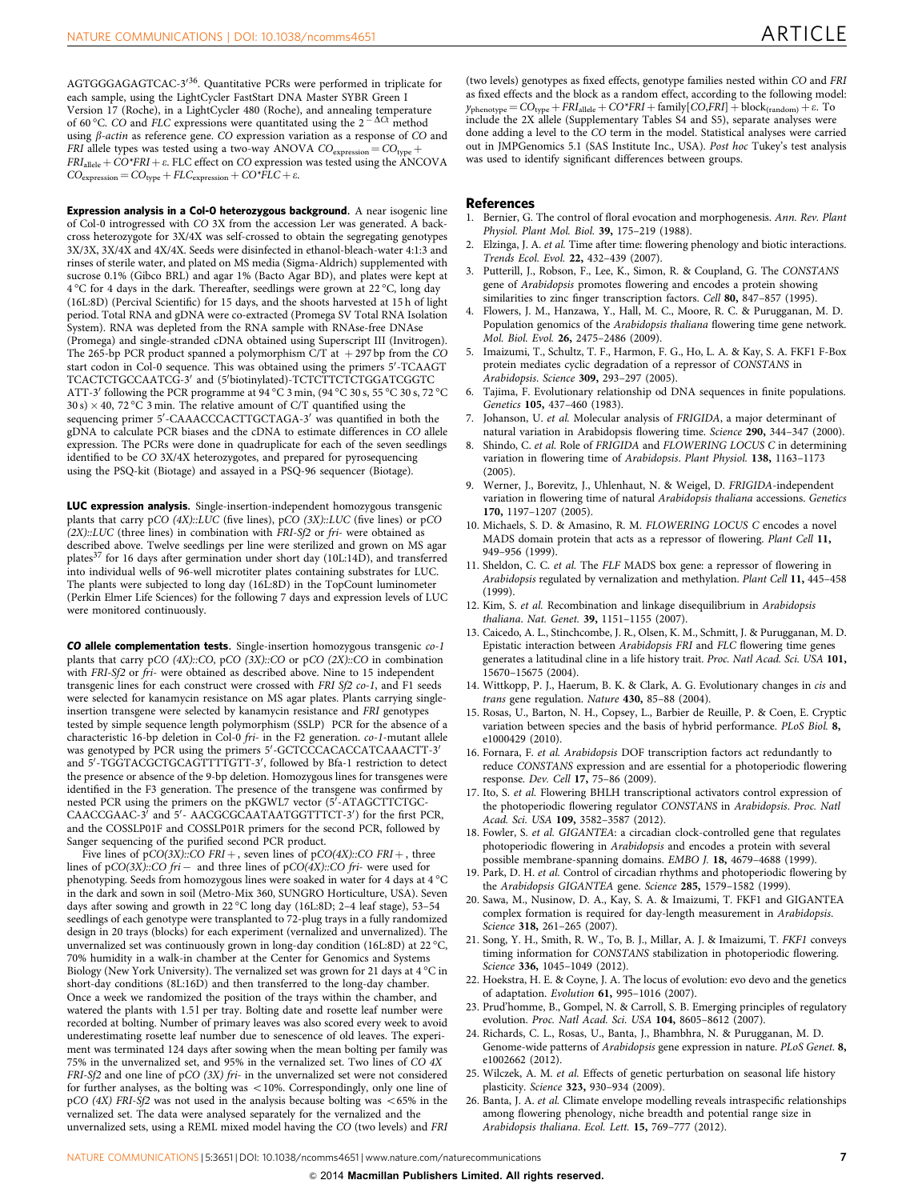AGTGGGAGAGTCAC-3′[36]. Quantitative PCRs were performed in triplicate for each sample, using the LightCycler FastStart DNA Master SYBR Green I Version 17 (Roche), in a LightCycler 480 (Roche), and annealing temperature of 60 °C. *CO* and *FLC* expressions were quantitated using the $2^{-\Delta Ct}$ method using *β-actin* as reference gene. *CO* expression variation as a response of *CO* and *FRI* allele types was tested using a two-way ANOVA $CO_{\text{expression}} = CO_{\text{type}} + FRI_{\text{allele}} + CO{*}FRI + \varepsilon$. FLC effect on *CO* expression was tested using the ANCOVA $CO_{\text{expression}} = CO_{\text{type}} + FLC_{\text{expression}} + CO{*}FLC + \varepsilon$.

**Expression analysis in a Col-0 heterozygous background.** A near isogenic line of Col-0 introgressed with *CO* 3X from the accession Ler was generated. A backcross heterozygote for 3X/4X was self-crossed to obtain the segregating genotypes 3X/3X, 3X/4X and 4X/4X. Seeds were disinfected in ethanol-bleach-water 4:1:3 and rinses of sterile water, and plated on MS media (Sigma-Aldrich) supplemented with sucrose 0.1% (Gibco BRL) and agar 1% (Bacto Agar BD), and plates were kept at 4 °C for 4 days in the dark. Thereafter, seedlings were grown at 22 °C, long day (16L:8D) (Percival Scientific) for 15 days, and the shoots harvested at 15 h of light period. Total RNA and gDNA were co-extracted (Promega SV Total RNA Isolation System). RNA was depleted from the RNA sample with RNAse-free DNAse (Promega) and single-stranded cDNA obtained using Superscript III (Invitrogen). The 265-bp PCR product spanned a polymorphism C/T at + 297 bp from the *CO* start codon in Col-0 sequence. This was obtained using the primers 5′-TCAAGT TCACTCTGCCAATCG-3′ and (5′biotinylated)-TCTCTTCTCTGGATCGGTC ATT-3′ following the PCR programme at 94 °C 3 min, (94 °C 30 s, 55 °C 30 s, 72 °C 30 s) × 40, 72 °C 3 min. The relative amount of C/T quantified using the sequencing primer 5′-CAAACCCACTTGCTAGA-3′ was quantified in both the gDNA to calculate PCR biases and the cDNA to estimate differences in *CO* allele expression. The PCRs were done in quadruplicate for each of the seven seedlings identified to be *CO* 3X/4X heterozygotes, and prepared for pyrosequencing using the PSQ-kit (Biotage) and assayed in a PSQ-96 sequencer (Biotage).

**LUC expression analysis.** Single-insertion-independent homozygous transgenic plants that carry p*CO (4X)::LUC* (five lines), p*CO (3X)::LUC* (five lines) or p*CO (2X)::LUC* (three lines) in combination with *FRI-Sf2* or *fri-* were obtained as described above. Twelve seedlings per line were sterilized and grown on MS agar plates[37] for 16 days after germination under short day (10L:14D), and transferred into individual wells of 96-well microtiter plates containing substrates for LUC. The plants were subjected to long day (16L:8D) in the TopCount luminometer (Perkin Elmer Life Sciences) for the following 7 days and expression levels of LUC were monitored continuously.

***CO* allele complementation tests.** Single-insertion homozygous transgenic *co-1* plants that carry p*CO (4X)::CO*, p*CO (3X)::CO* or p*CO (2X)::CO* in combination with *FRI-Sf2* or *fri-* were obtained as described above. Nine to 15 independent transgenic lines for each construct were crossed with *FRI Sf2 co-1*, and F1 seeds were selected for kanamycin resistance on MS agar plates. Plants carrying single-insertion transgene were selected by kanamycin resistance and *FRI* genotypes tested by simple sequence length polymorphism (SSLP) PCR for the absence of a characteristic 16-bp deletion in Col-0 *fri-* in the F2 generation. *co-1*-mutant allele was genotyped by PCR using the primers 5′-GCTCCCACACCATCAAACTT-3′ and 5′-TGGTACGCTGCAGTTTTGTT-3′, followed by Bfa-1 restriction to detect the presence or absence of the 9-bp deletion. Homozygous lines for transgenes were identified in the F3 generation. The presence of the transgene was confirmed by nested PCR using the primers on the pKGWL7 vector (5′-ATAGCTTCTGC-CAACCGAAC-3′ and 5′- AACGCGCAATAATGGTTTCT-3′) for the first PCR, and the COSSLP01F and COSSLP01R primers for the second PCR, followed by Sanger sequencing of the purified second PCR product.

Five lines of p*CO(3X)::CO FRI*+, seven lines of p*CO(4X)::CO FRI*+, three lines of p*CO(3X)::CO fri*− and three lines of p*CO(4X)::CO fri*- were used for phenotyping. Seeds from homozygous lines were soaked in water for 4 days at 4 °C in the dark and sown in soil (Metro-Mix 360, SUNGRO Horticulture, USA). Seven days after sowing and growth in 22 °C long day (16L:8D; 2–4 leaf stage), 53–54 seedlings of each genotype were transplanted to 72-plug trays in a fully randomized design in 20 trays (blocks) for each experiment (vernalized and unvernalized). The unvernalized set was continuously grown in long-day condition (16L:8D) at 22 °C, 70% humidity in a walk-in chamber at the Center for Genomics and Systems Biology (New York University). The vernalized set was grown for 21 days at 4 °C in short-day conditions (8L:16D) and then transferred to the long-day chamber. Once a week we randomized the position of the trays within the chamber, and watered the plants with 1.5 l per tray. Bolting date and rosette leaf number were recorded at bolting. Number of primary leaves was also scored every week to avoid underestimating rosette leaf number due to senescence of old leaves. The experiment was terminated 124 days after sowing when the mean bolting per family was 75% in the unvernalized set, and 95% in the vernalized set. Two lines of *CO 4X FRI-Sf2* and one line of p*CO (3X) fri-* in the unvernalized set were not considered for further analyses, as the bolting was <10%. Correspondingly, only one line of p*CO (4X) FRI-Sf2* was not used in the analysis because bolting was <65% in the vernalized set. The data were analysed separately for the vernalized and the unvernalized sets, using a REML mixed model having the *CO* (two levels) and *FRI* (two levels) genotypes as fixed effects, genotype families nested within *CO* and *FRI* as fixed effects and the block as a random effect, according to the following model: $y_{\text{phenotype}} = CO_{\text{type}} + FRI_{\text{allele}} + CO{*}FRI + \text{family}[CO,FRI] + \text{block}_{(\text{random})} + \varepsilon$. To include the 2X allele (Supplementary Tables S4 and S5), separate analyses were done adding a level to the *CO* term in the model. Statistical analyses were carried out in JMPGenomics 5.1 (SAS Institute Inc., USA). *Post hoc* Tukey's test analysis was used to identify significant differences between groups.

## References

1. Bernier, G. The control of floral evocation and morphogenesis. *Ann. Rev. Plant Physiol. Plant Mol. Biol.* **39,** 175–219 (1988).
2. Elzinga, J. A. *et al.* Time after time: flowering phenology and biotic interactions. *Trends Ecol. Evol.* **22,** 432–439 (2007).
3. Putterill, J., Robson, F., Lee, K., Simon, R. & Coupland, G. The *CONSTANS* gene of *Arabidopsis* promotes flowering and encodes a protein showing similarities to zinc finger transcription factors. *Cell* **80,** 847–857 (1995).
4. Flowers, J. M., Hanzawa, Y., Hall, M. C., Moore, R. C. & Purugganan, M. D. Population genomics of the *Arabidopsis thaliana* flowering time gene network. *Mol. Biol. Evol.* **26,** 2475–2486 (2009).
5. Imaizumi, T., Schultz, T. F., Harmon, F. G., Ho, L. A. & Kay, S. A. FKF1 F-Box protein mediates cyclic degradation of a repressor of *CONSTANS* in *Arabidopsis*. *Science* **309,** 293–297 (2005).
6. Tajima, F. Evolutionary relationship od DNA sequences in finite populations. *Genetics* **105,** 437–460 (1983).
7. Johanson, U. *et al.* Molecular analysis of *FRIGIDA*, a major determinant of natural variation in Arabidopsis flowering time. *Science* **290,** 344–347 (2000).
8. Shindo, C. *et al.* Role of *FRIGIDA* and *FLOWERING LOCUS C* in determining variation in flowering time of *Arabidopsis*. *Plant Physiol.* **138,** 1163–1173 (2005).
9. Werner, J., Borevitz, J., Uhlenhaut, N. & Weigel, D. *FRIGIDA*-independent variation in flowering time of natural *Arabidopsis thaliana* accessions. *Genetics* **170,** 1197–1207 (2005).
10. Michaels, S. D. & Amasino, R. M. *FLOWERING LOCUS C* encodes a novel MADS domain protein that acts as a repressor of flowering. *Plant Cell* **11,** 949–956 (1999).
11. Sheldon, C. C. *et al.* The *FLF* MADS box gene: a repressor of flowering in *Arabidopsis* regulated by vernalization and methylation. *Plant Cell* **11,** 445–458 (1999).
12. Kim, S. *et al.* Recombination and linkage disequilibrium in *Arabidopsis thaliana*. *Nat. Genet.* **39,** 1151–1155 (2007).
13. Caicedo, A. L., Stinchcombe, J. R., Olsen, K. M., Schmitt, J. & Purugganan, M. D. Epistatic interaction between *Arabidopsis FRI* and *FLC* flowering time genes generates a latitudinal cline in a life history trait. *Proc. Natl Acad. Sci. USA* **101,** 15670–15675 (2004).
14. Wittkopp, P. J., Haerum, B. K. & Clark, A. G. Evolutionary changes in *cis* and *trans* gene regulation. *Nature* **430,** 85–88 (2004).
15. Rosas, U., Barton, N. H., Copsey, L., Barbier de Reuille, P. & Coen, E. Cryptic variation between species and the basis of hybrid performance. *PLoS Biol.* **8,** e1000429 (2010).
16. Fornara, F. *et al. Arabidopsis* DOF transcription factors act redundantly to reduce *CONSTANS* expression and are essential for a photoperiodic flowering response. *Dev. Cell* **17,** 75–86 (2009).
17. Ito, S. *et al.* Flowering BHLH transcriptional activators control expression of the photoperiodic flowering regulator *CONSTANS* in *Arabidopsis*. *Proc. Natl Acad. Sci. USA* **109,** 3582–3587 (2012).
18. Fowler, S. *et al. GIGANTEA*: a circadian clock-controlled gene that regulates photoperiodic flowering in *Arabidopsis* and encodes a protein with several possible membrane-spanning domains. *EMBO J.* **18,** 4679–4688 (1999).
19. Park, D. H. *et al.* Control of circadian rhythms and photoperiodic flowering by the *Arabidopsis GIGANTEA* gene. *Science* **285,** 1579–1582 (1999).
20. Sawa, M., Nusinow, D. A., Kay, S. A. & Imaizumi, T. FKF1 and GIGANTEA complex formation is required for day-length measurement in *Arabidopsis*. *Science* **318,** 261–265 (2007).
21. Song, Y. H., Smith, R. W., To, B. J., Millar, A. J. & Imaizumi, T. *FKF1* conveys timing information for *CONSTANS* stabilization in photoperiodic flowering. *Science* **336,** 1045–1049 (2012).
22. Hoekstra, H. E. & Coyne, J. A. The locus of evolution: evo devo and the genetics of adaptation. *Evolution* **61,** 995–1016 (2007).
23. Prud'homme, B., Gompel, N. & Carroll, S. B. Emerging principles of regulatory evolution. *Proc. Natl Acad. Sci. USA* **104,** 8605–8612 (2007).
24. Richards, C. L., Rosas, U., Banta, J., Bhambhra, N. & Purugganan, M. D. Genome-wide patterns of *Arabidopsis* gene expression in nature. *PLoS Genet.* **8,** e1002662 (2012).
25. Wilczek, A. M. *et al.* Effects of genetic perturbation on seasonal life history plasticity. *Science* **323,** 930–934 (2009).
26. Banta, J. A. *et al.* Climate envelope modelling reveals intraspecific relationships among flowering phenology, niche breadth and potential range size in *Arabidopsis thaliana*. *Ecol. Lett.* **15,** 769–777 (2012).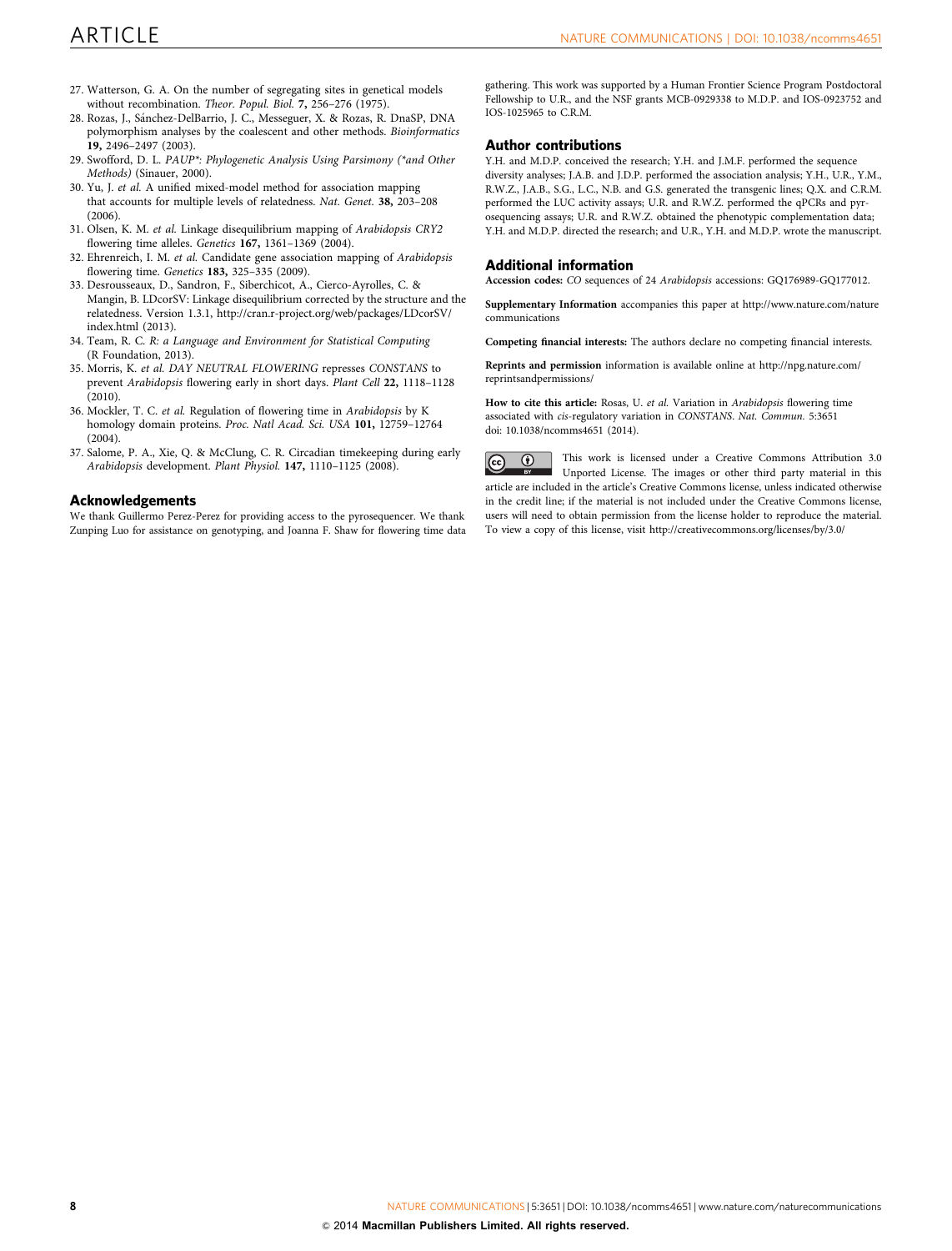27. Watterson, G. A. On the number of segregating sites in genetical models without recombination. *Theor. Popul. Biol.* **7,** 256–276 (1975).
28. Rozas, J., Sánchez-DelBarrio, J. C., Messeguer, X. & Rozas, R. DnaSP, DNA polymorphism analyses by the coalescent and other methods. *Bioinformatics* **19,** 2496–2497 (2003).
29. Swofford, D. L. *PAUP\*: Phylogenetic Analysis Using Parsimony (\*and Other Methods)* (Sinauer, 2000).
30. Yu, J. *et al.* A unified mixed-model method for association mapping that accounts for multiple levels of relatedness. *Nat. Genet.* **38,** 203–208 (2006).
31. Olsen, K. M. *et al.* Linkage disequilibrium mapping of *Arabidopsis CRY2* flowering time alleles. *Genetics* **167,** 1361–1369 (2004).
32. Ehrenreich, I. M. *et al.* Candidate gene association mapping of *Arabidopsis* flowering time. *Genetics* **183,** 325–335 (2009).
33. Desrousseaux, D., Sandron, F., Siberchicot, A., Cierco-Ayrolles, C. & Mangin, B. LDcorSV: Linkage disequilibrium corrected by the structure and the relatedness. Version 1.3.1, http://cran.r-project.org/web/packages/LDcorSV/index.html (2013).
34. Team, R. C. *R: a Language and Environment for Statistical Computing* (R Foundation, 2013).
35. Morris, K. *et al.* *DAY NEUTRAL FLOWERING* represses *CONSTANS* to prevent *Arabidopsis* flowering early in short days. *Plant Cell* **22,** 1118–1128 (2010).
36. Mockler, T. C. *et al.* Regulation of flowering time in *Arabidopsis* by K homology domain proteins. *Proc. Natl Acad. Sci. USA* **101,** 12759–12764 (2004).
37. Salome, P. A., Xie, Q. & McClung, C. R. Circadian timekeeping during early *Arabidopsis* development. *Plant Physiol.* **147,** 1110–1125 (2008).

## Acknowledgements

We thank Guillermo Perez-Perez for providing access to the pyrosequencer. We thank Zunping Luo for assistance on genotyping, and Joanna F. Shaw for flowering time data gathering. This work was supported by a Human Frontier Science Program Postdoctoral Fellowship to U.R., and the NSF grants MCB-0929338 to M.D.P. and IOS-0923752 and IOS-1025965 to C.R.M.

## Author contributions

Y.H. and M.D.P. conceived the research; Y.H. and J.M.F. performed the sequence diversity analyses; J.A.B. and J.D.P. performed the association analysis; Y.H., U.R., Y.M., R.W.Z., J.A.B., S.G., L.C., N.B. and G.S. generated the transgenic lines; Q.X. and C.R.M. performed the LUC activity assays; U.R. and R.W.Z. performed the qPCRs and pyrosequencing assays; U.R. and R.W.Z. obtained the phenotypic complementation data; Y.H. and M.D.P. directed the research; and U.R., Y.H. and M.D.P. wrote the manuscript.

## Additional information

**Accession codes:** *CO* sequences of 24 *Arabidopsis* accessions: GQ176989-GQ177012.

**Supplementary Information** accompanies this paper at http://www.nature.com/naturecommunications

**Competing financial interests:** The authors declare no competing financial interests.

**Reprints and permission** information is available online at http://npg.nature.com/reprintsandpermissions/

**How to cite this article:** Rosas, U. *et al.* Variation in *Arabidopsis* flowering time associated with *cis*-regulatory variation in *CONSTANS*. *Nat. Commun.* 5:3651 doi: 10.1038/ncomms4651 (2014).

This work is licensed under a Creative Commons Attribution 3.0 Unported License. The images or other third party material in this article are included in the article's Creative Commons license, unless indicated otherwise in the credit line; if the material is not included under the Creative Commons license, users will need to obtain permission from the license holder to reproduce the material. To view a copy of this license, visit http://creativecommons.org/licenses/by/3.0/